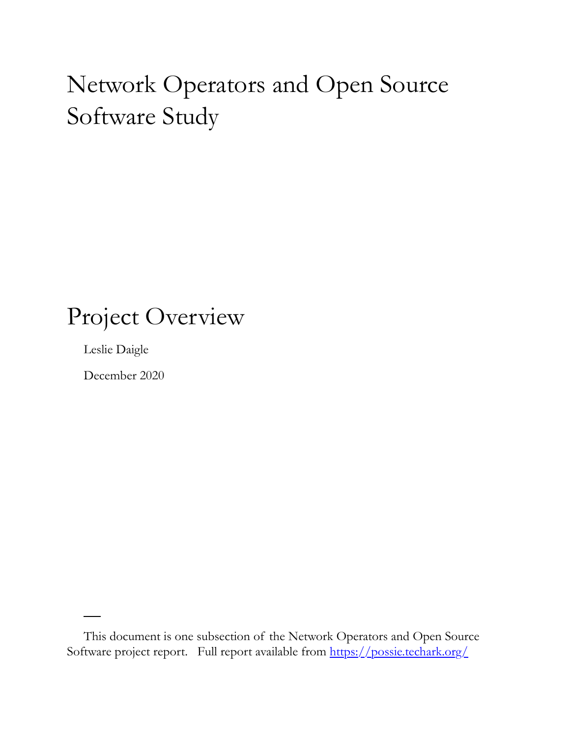# Network Operators and Open Source Software Study

## Project Overview

Leslie Daigle

December 2020

---

This document is one subsection of the Network Operators and Open Source Software project report. Full report available from [https://possie.techark.org/](https://possie.techark.org/)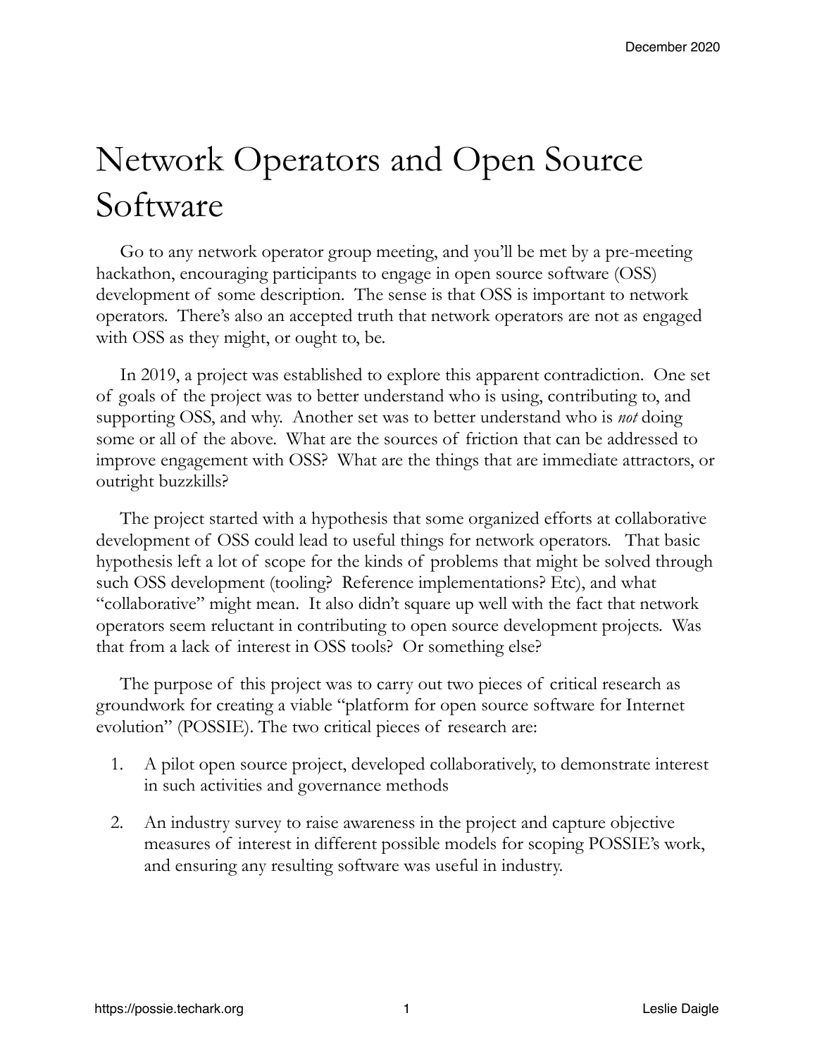# Network Operators and Open Source Software

Go to any network operator group meeting, and you'll be met by a pre-meeting hackathon, encouraging participants to engage in open source software (OSS) development of some description. The sense is that OSS is important to network operators. There's also an accepted truth that network operators are not as engaged with OSS as they might, or ought to, be.

In 2019, a project was established to explore this apparent contradiction. One set of goals of the project was to better understand who is using, contributing to, and supporting OSS, and why. Another set was to better understand who is *not* doing some or all of the above. What are the sources of friction that can be addressed to improve engagement with OSS? What are the things that are immediate attractors, or outright buzzkills?

The project started with a hypothesis that some organized efforts at collaborative development of OSS could lead to useful things for network operators. That basic hypothesis left a lot of scope for the kinds of problems that might be solved through such OSS development (tooling? Reference implementations? Etc), and what "collaborative" might mean. It also didn't square up well with the fact that network operators seem reluctant in contributing to open source development projects. Was that from a lack of interest in OSS tools? Or something else?

The purpose of this project was to carry out two pieces of critical research as groundwork for creating a viable "platform for open source software for Internet evolution" (POSSIE). The two critical pieces of research are:

1. A pilot open source project, developed collaboratively, to demonstrate interest in such activities and governance methods
2. An industry survey to raise awareness in the project and capture objective measures of interest in different possible models for scoping POSSIE's work, and ensuring any resulting software was useful in industry.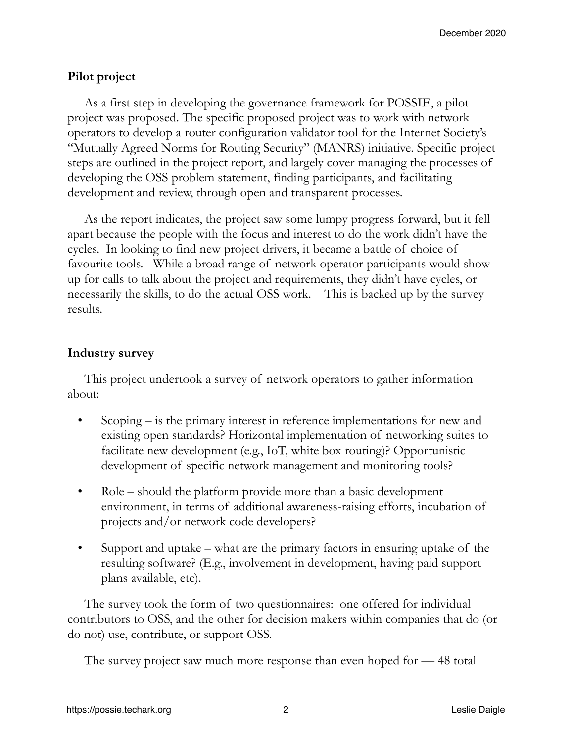## Pilot project

As a first step in developing the governance framework for POSSIE, a pilot project was proposed. The specific proposed project was to work with network operators to develop a router configuration validator tool for the Internet Society's "Mutually Agreed Norms for Routing Security" (MANRS) initiative. Specific project steps are outlined in the project report, and largely cover managing the processes of developing the OSS problem statement, finding participants, and facilitating development and review, through open and transparent processes.

As the report indicates, the project saw some lumpy progress forward, but it fell apart because the people with the focus and interest to do the work didn't have the cycles. In looking to find new project drivers, it became a battle of choice of favourite tools. While a broad range of network operator participants would show up for calls to talk about the project and requirements, they didn't have cycles, or necessarily the skills, to do the actual OSS work. This is backed up by the survey results.

## Industry survey

This project undertook a survey of network operators to gather information about:

- Scoping – is the primary interest in reference implementations for new and existing open standards? Horizontal implementation of networking suites to facilitate new development (e.g., IoT, white box routing)? Opportunistic development of specific network management and monitoring tools?
- Role – should the platform provide more than a basic development environment, in terms of additional awareness-raising efforts, incubation of projects and/or network code developers?
- Support and uptake – what are the primary factors in ensuring uptake of the resulting software? (E.g., involvement in development, having paid support plans available, etc).

The survey took the form of two questionnaires: one offered for individual contributors to OSS, and the other for decision makers within companies that do (or do not) use, contribute, or support OSS.

The survey project saw much more response than even hoped for — 48 total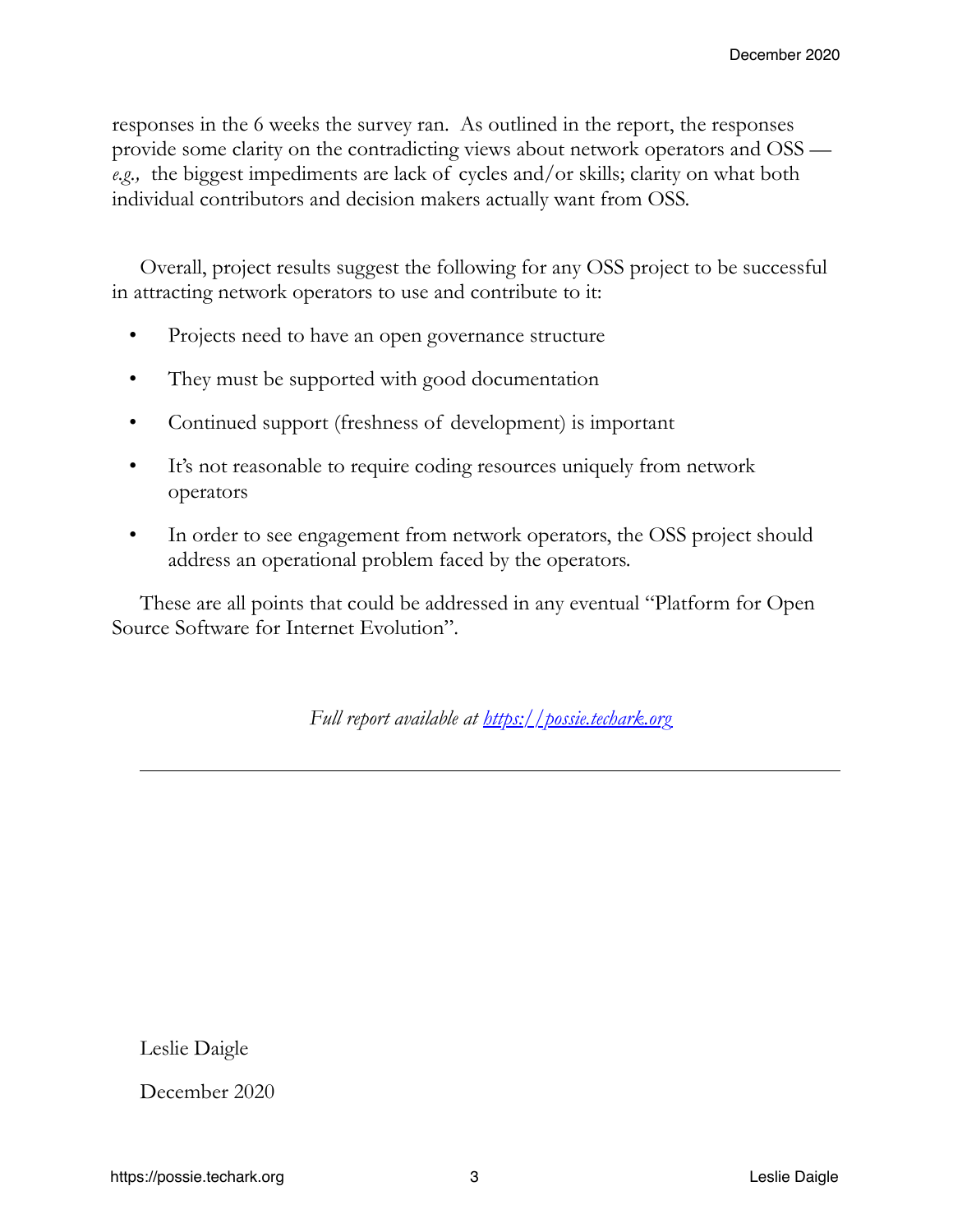responses in the 6 weeks the survey ran. As outlined in the report, the responses provide some clarity on the contradicting views about network operators and OSS — *e.g.,* the biggest impediments are lack of cycles and/or skills; clarity on what both individual contributors and decision makers actually want from OSS.

Overall, project results suggest the following for any OSS project to be successful in attracting network operators to use and contribute to it:

- Projects need to have an open governance structure
- They must be supported with good documentation
- Continued support (freshness of development) is important
- It's not reasonable to require coding resources uniquely from network operators
- In order to see engagement from network operators, the OSS project should address an operational problem faced by the operators.

These are all points that could be addressed in any eventual "Platform for Open Source Software for Internet Evolution".

*Full report available at [https://possie.techark.org](https://possie.techark.org)*

---

Leslie Daigle

December 2020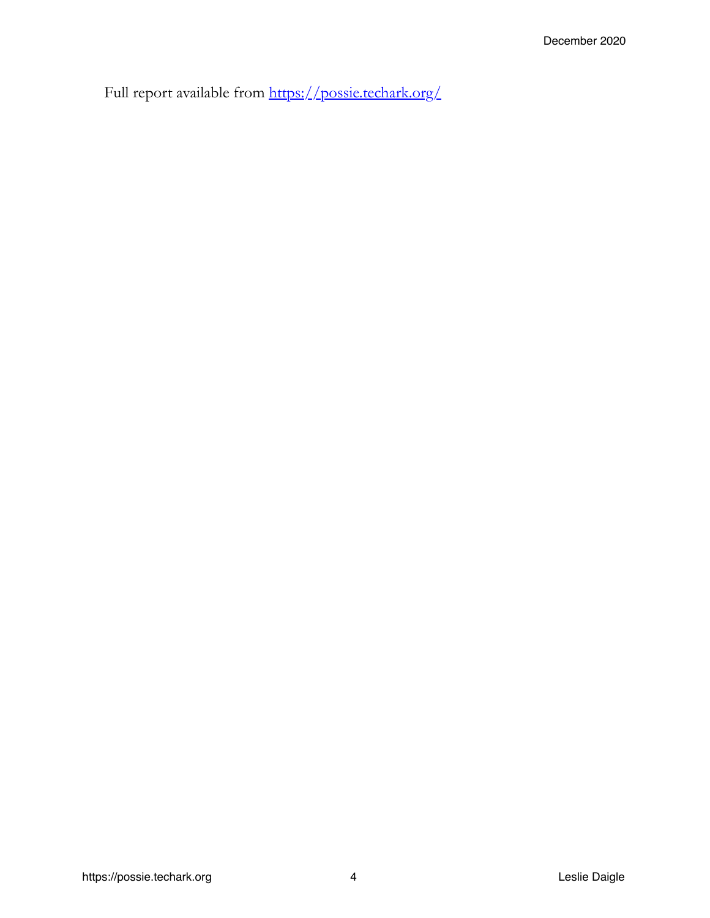Full report available from [https://possie.techark.org/](https://possie.techark.org/)